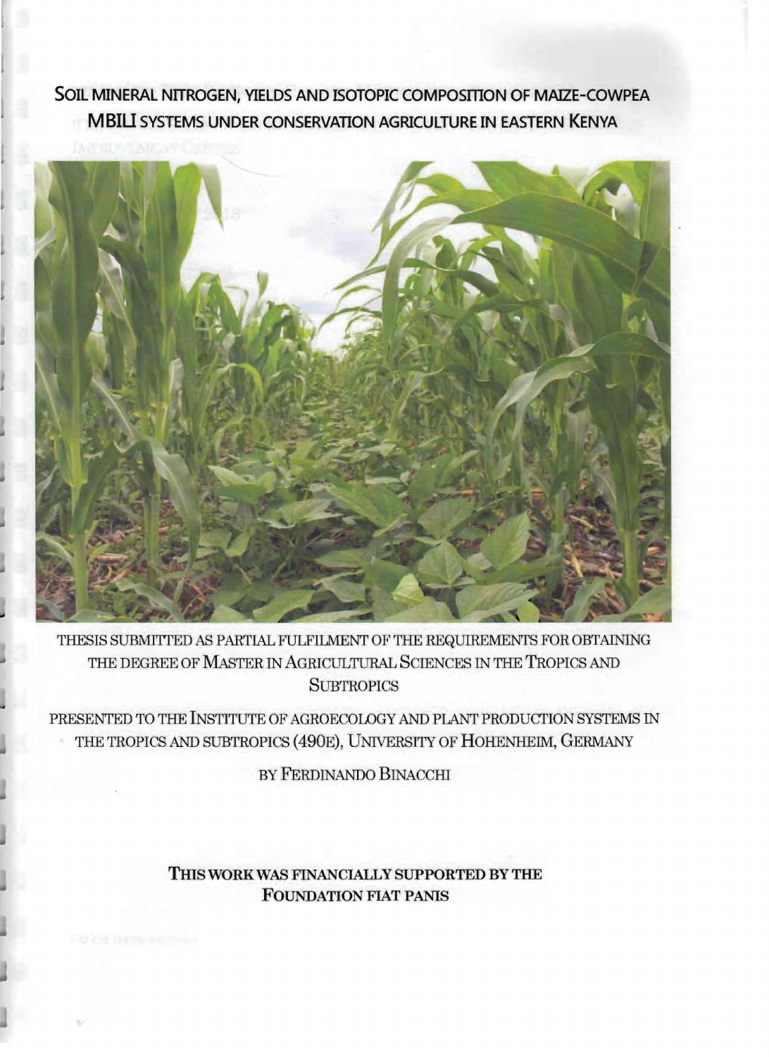# SOIL MINERAL NITROGEN, YIELDS AND ISOTOPIC COMPOSITION OF MAIZE-COWPEA MBILI SYSTEMS UNDER CONSERVATION AGRICULTURE IN EASTERN KENYA

THESIS SUBMITTED AS PARTIAL FULFILMENT OF THE REQUIREMENTS FOR OBTAINING THE DEGREE OF MASTER IN AGRICULTURAL SCIENCES IN THE TROPICS AND SUBTROPICS

PRESENTED TO THE INSTITUTE OF AGROECOLOGY AND PLANT PRODUCTION SYSTEMS IN THE TROPICS AND SUBTROPICS (490E), UNIVERSITY OF HOHENHEIM, GERMANY

BY FERDINANDO BINACCHI

**THIS WORK WAS FINANCIALLY SUPPORTED BY THE FOUNDATION FIAT PANIS**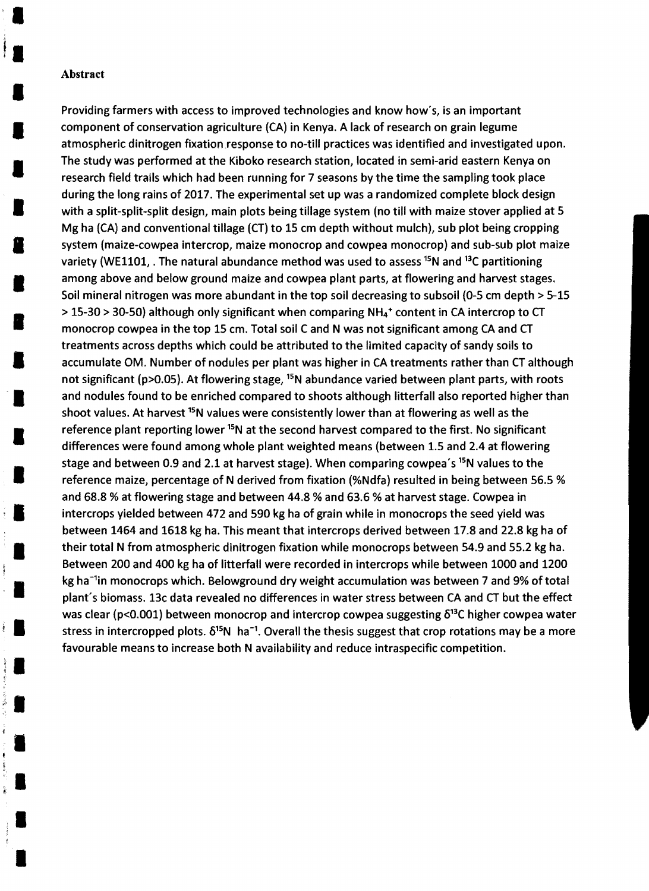### Abstract

Providing farmers with access to improved technologies and know how´s, is an important component of conservation agriculture (CA) in Kenya. A lack of research on grain legume atmospheric dinitrogen fixation response to no-till practices was identified and investigated upon. The study was performed at the Kiboko research station, located in semi-arid eastern Kenya on research field trails which had been running for 7 seasons by the time the sampling took place during the long rains of 2017. The experimental set up was a randomized complete block design with a split-split-split design, main plots being tillage system (no till with maize stover applied at 5 Mg ha (CA) and conventional tillage (CT) to 15 cm depth without mulch), sub plot being cropping system (maize-cowpea intercrop, maize monocrop and cowpea monocrop) and sub-sub plot maize variety (WE1101, . The natural abundance method was used to assess $^{15}N$ and $^{13}C$ partitioning among above and below ground maize and cowpea plant parts, at flowering and harvest stages. Soil mineral nitrogen was more abundant in the top soil decreasing to subsoil (0-5 cm depth > 5-15 > 15-30 > 30-50) although only significant when comparing $NH_4^+$ content in CA intercrop to CT monocrop cowpea in the top 15 cm. Total soil C and N was not significant among CA and CT treatments across depths which could be attributed to the limited capacity of sandy soils to accumulate OM. Number of nodules per plant was higher in CA treatments rather than CT although not significant ($p>0.05$). At flowering stage, $^{15}N$ abundance varied between plant parts, with roots and nodules found to be enriched compared to shoots although litterfall also reported higher than shoot values. At harvest $^{15}N$ values were consistently lower than at flowering as well as the reference plant reporting lower $^{15}N$ at the second harvest compared to the first. No significant differences were found among whole plant weighted means (between 1.5 and 2.4 at flowering stage and between 0.9 and 2.1 at harvest stage). When comparing cowpea´s $^{15}N$ values to the reference maize, percentage of N derived from fixation (%Ndfa) resulted in being between 56.5 % and 68.8 % at flowering stage and between 44.8 % and 63.6 % at harvest stage. Cowpea in intercrops yielded between 472 and 590 kg ha of grain while in monocrops the seed yield was between 1464 and 1618 kg ha. This meant that intercrops derived between 17.8 and 22.8 kg ha of their total N from atmospheric dinitrogen fixation while monocrops between 54.9 and 55.2 kg ha. Between 200 and 400 kg ha of litterfall were recorded in intercrops while between 1000 and 1200 kg $ha^{-1}$in monocrops which. Belowground dry weight accumulation was between 7 and 9% of total plant´s biomass. 13c data revealed no differences in water stress between CA and CT but the effect was clear ($p<0.001$) between monocrop and intercrop cowpea suggesting $\delta^{13}C$ higher cowpea water stress in intercropped plots. $\delta^{15}N$ $ha^{-1}$. Overall the thesis suggest that crop rotations may be a more favourable means to increase both N availability and reduce intraspecific competition.